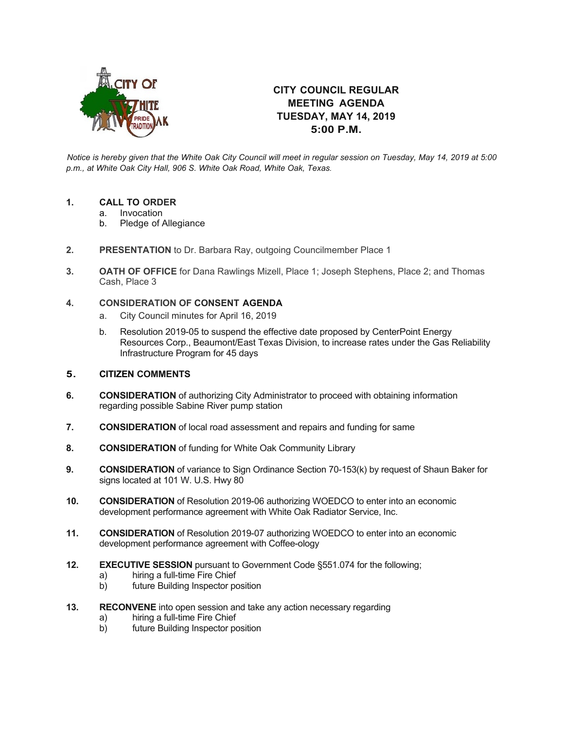# CITY COUNCIL REGULAR MEETING AGENDA
## TUESDAY, MAY 14, 2019
## 5:00 P.M.

*Notice is hereby given that the White Oak City Council will meet in regular session on Tuesday, May 14, 2019 at 5:00 p.m., at White Oak City Hall, 906 S. White Oak Road, White Oak, Texas.*

1. **CALL TO ORDER**
   a. Invocation
   b. Pledge of Allegiance

2. **PRESENTATION** to Dr. Barbara Ray, outgoing Councilmember Place 1

3. **OATH OF OFFICE** for Dana Rawlings Mizell, Place 1; Joseph Stephens, Place 2; and Thomas Cash, Place 3

4. **CONSIDERATION OF CONSENT AGENDA**
   a. City Council minutes for April 16, 2019
   b. Resolution 2019-05 to suspend the effective date proposed by CenterPoint Energy Resources Corp., Beaumont/East Texas Division, to increase rates under the Gas Reliability Infrastructure Program for 45 days

5. **CITIZEN COMMENTS**

6. **CONSIDERATION** of authorizing City Administrator to proceed with obtaining information regarding possible Sabine River pump station

7. **CONSIDERATION** of local road assessment and repairs and funding for same

8. **CONSIDERATION** of funding for White Oak Community Library

9. **CONSIDERATION** of variance to Sign Ordinance Section 70-153(k) by request of Shaun Baker for signs located at 101 W. U.S. Hwy 80

10. **CONSIDERATION** of Resolution 2019-06 authorizing WOEDCO to enter into an economic development performance agreement with White Oak Radiator Service, Inc.

11. **CONSIDERATION** of Resolution 2019-07 authorizing WOEDCO to enter into an economic development performance agreement with Coffee-ology

12. **EXECUTIVE SESSION** pursuant to Government Code §551.074 for the following;
    a) hiring a full-time Fire Chief
    b) future Building Inspector position

13. **RECONVENE** into open session and take any action necessary regarding
    a) hiring a full-time Fire Chief
    b) future Building Inspector position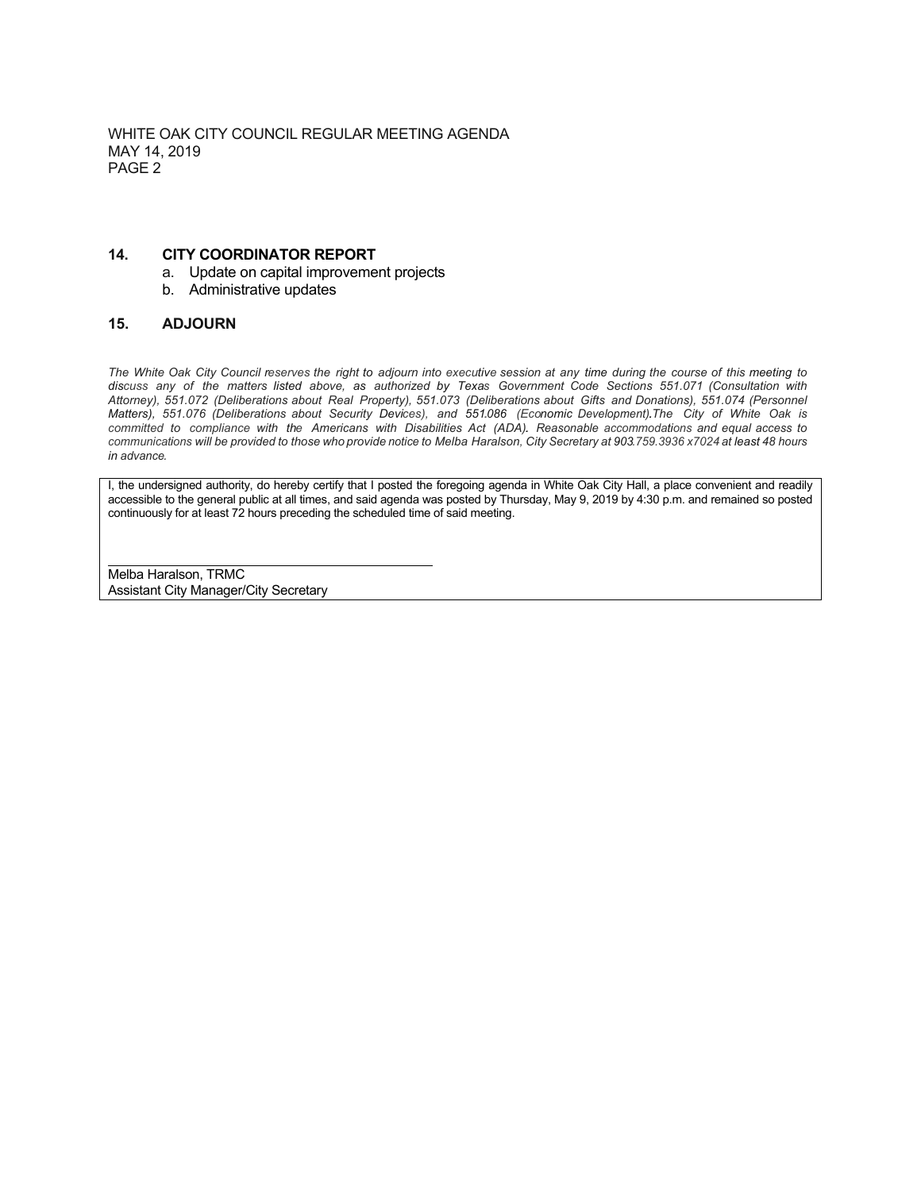**14. CITY COORDINATOR REPORT**

a. Update on capital improvement projects
b. Administrative updates

**15. ADJOURN**

*The White Oak City Council reserves the right to adjourn into executive session at any time during the course of this meeting to discuss any of the matters listed above, as authorized by Texas Government Code Sections 551.071 (Consultation with Attorney), 551.072 (Deliberations about Real Property), 551.073 (Deliberations about Gifts and Donations), 551.074 (Personnel Matters), 551.076 (Deliberations about Security Devices), and 551.086 (Economic Development).The City of White Oak is committed to compliance with the Americans with Disabilities Act (ADA). Reasonable accommodations and equal access to communications will be provided to those who provide notice to Melba Haralson, City Secretary at 903.759.3936 x7024 at least 48 hours in advance.*

I, the undersigned authority, do hereby certify that I posted the foregoing agenda in White Oak City Hall, a place convenient and readily accessible to the general public at all times, and said agenda was posted by Thursday, May 9, 2019 by 4:30 p.m. and remained so posted continuously for at least 72 hours preceding the scheduled time of said meeting.

Melba Haralson, TRMC
Assistant City Manager/City Secretary